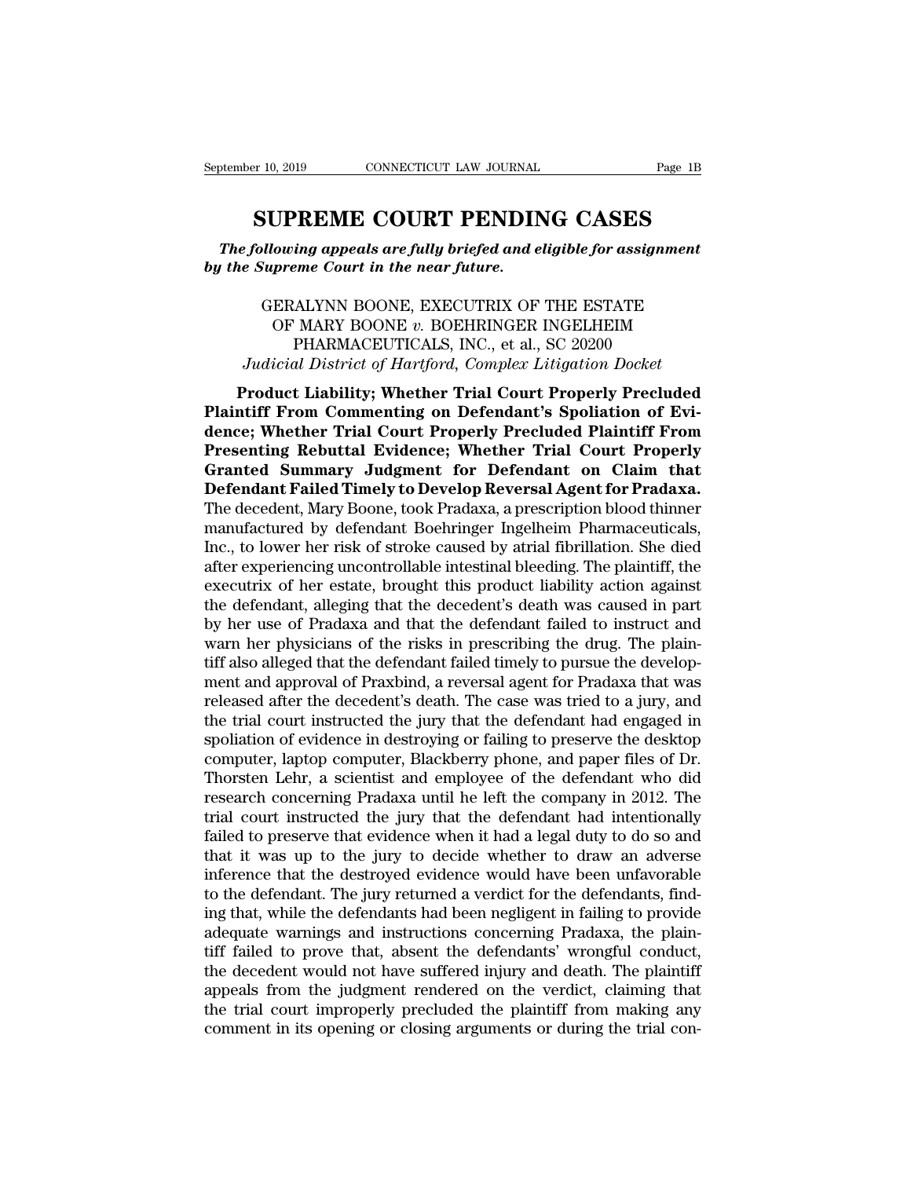# SUPREME COURT PENDING CASES

*The following appeals are fully briefed and eligible for assignment by the Supreme Court in the near future.*

GERALYNN BOONE, EXECUTRIX OF THE ESTATE OF MARY BOONE *v.* BOEHRINGER INGELHEIM PHARMACEUTICALS, INC., et al., SC 20200
*Judicial District of Hartford, Complex Litigation Docket*

**Product Liability; Whether Trial Court Properly Precluded Plaintiff From Commenting on Defendant's Spoliation of Evidence; Whether Trial Court Properly Precluded Plaintiff From Presenting Rebuttal Evidence; Whether Trial Court Properly Granted Summary Judgment for Defendant on Claim that Defendant Failed Timely to Develop Reversal Agent for Pradaxa.** The decedent, Mary Boone, took Pradaxa, a prescription blood thinner manufactured by defendant Boehringer Ingelheim Pharmaceuticals, Inc., to lower her risk of stroke caused by atrial fibrillation. She died after experiencing uncontrollable intestinal bleeding. The plaintiff, the executrix of her estate, brought this product liability action against the defendant, alleging that the decedent's death was caused in part by her use of Pradaxa and that the defendant failed to instruct and warn her physicians of the risks in prescribing the drug. The plaintiff also alleged that the defendant failed timely to pursue the development and approval of Praxbind, a reversal agent for Pradaxa that was released after the decedent's death. The case was tried to a jury, and the trial court instructed the jury that the defendant had engaged in spoliation of evidence in destroying or failing to preserve the desktop computer, laptop computer, Blackberry phone, and paper files of Dr. Thorsten Lehr, a scientist and employee of the defendant who did research concerning Pradaxa until he left the company in 2012. The trial court instructed the jury that the defendant had intentionally failed to preserve that evidence when it had a legal duty to do so and that it was up to the jury to decide whether to draw an adverse inference that the destroyed evidence would have been unfavorable to the defendant. The jury returned a verdict for the defendants, finding that, while the defendants had been negligent in failing to provide adequate warnings and instructions concerning Pradaxa, the plaintiff failed to prove that, absent the defendants' wrongful conduct, the decedent would not have suffered injury and death. The plaintiff appeals from the judgment rendered on the verdict, claiming that the trial court improperly precluded the plaintiff from making any comment in its opening or closing arguments or during the trial con-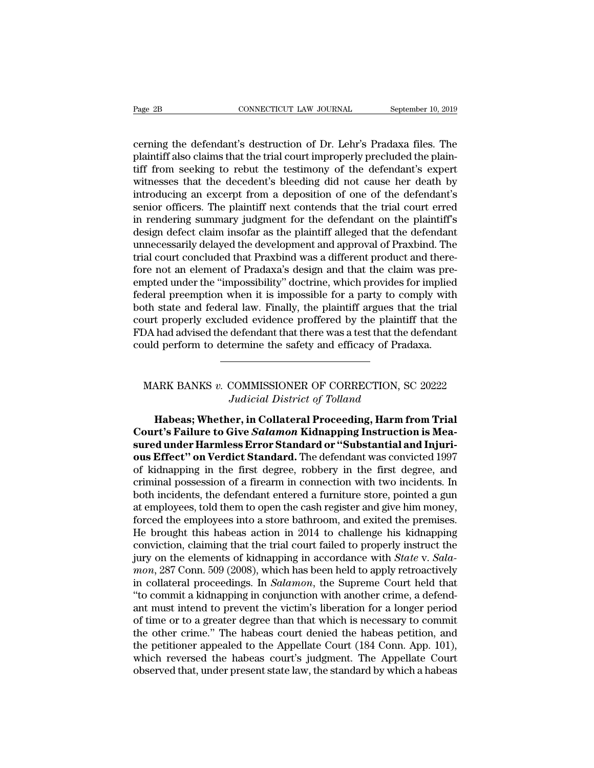cerning the defendant's destruction of Dr. Lehr's Pradaxa files. The plaintiff also claims that the trial court improperly precluded the plaintiff from seeking to rebut the testimony of the defendant's expert witnesses that the decedent's bleeding did not cause her death by introducing an excerpt from a deposition of one of the defendant's senior officers. The plaintiff next contends that the trial court erred in rendering summary judgment for the defendant on the plaintiff's design defect claim insofar as the plaintiff alleged that the defendant unnecessarily delayed the development and approval of Praxbind. The trial court concluded that Praxbind was a different product and therefore not an element of Pradaxa's design and that the claim was preempted under the "impossibility" doctrine, which provides for implied federal preemption when it is impossible for a party to comply with both state and federal law. Finally, the plaintiff argues that the trial court properly excluded evidence proffered by the plaintiff that the FDA had advised the defendant that there was a test that the defendant could perform to determine the safety and efficacy of Pradaxa.

---

MARK BANKS *v.* COMMISSIONER OF CORRECTION, SC 20222
*Judicial District of Tolland*

**Habeas; Whether, in Collateral Proceeding, Harm from Trial Court's Failure to Give *Salamon* Kidnapping Instruction is Measured under Harmless Error Standard or "Substantial and Injurious Effect" on Verdict Standard.** The defendant was convicted 1997 of kidnapping in the first degree, robbery in the first degree, and criminal possession of a firearm in connection with two incidents. In both incidents, the defendant entered a furniture store, pointed a gun at employees, told them to open the cash register and give him money, forced the employees into a store bathroom, and exited the premises. He brought this habeas action in 2014 to challenge his kidnapping conviction, claiming that the trial court failed to properly instruct the jury on the elements of kidnapping in accordance with *State* v. *Salamon*, 287 Conn. 509 (2008), which has been held to apply retroactively in collateral proceedings. In *Salamon*, the Supreme Court held that "to commit a kidnapping in conjunction with another crime, a defendant must intend to prevent the victim's liberation for a longer period of time or to a greater degree than that which is necessary to commit the other crime." The habeas court denied the habeas petition, and the petitioner appealed to the Appellate Court (184 Conn. App. 101), which reversed the habeas court's judgment. The Appellate Court observed that, under present state law, the standard by which a habeas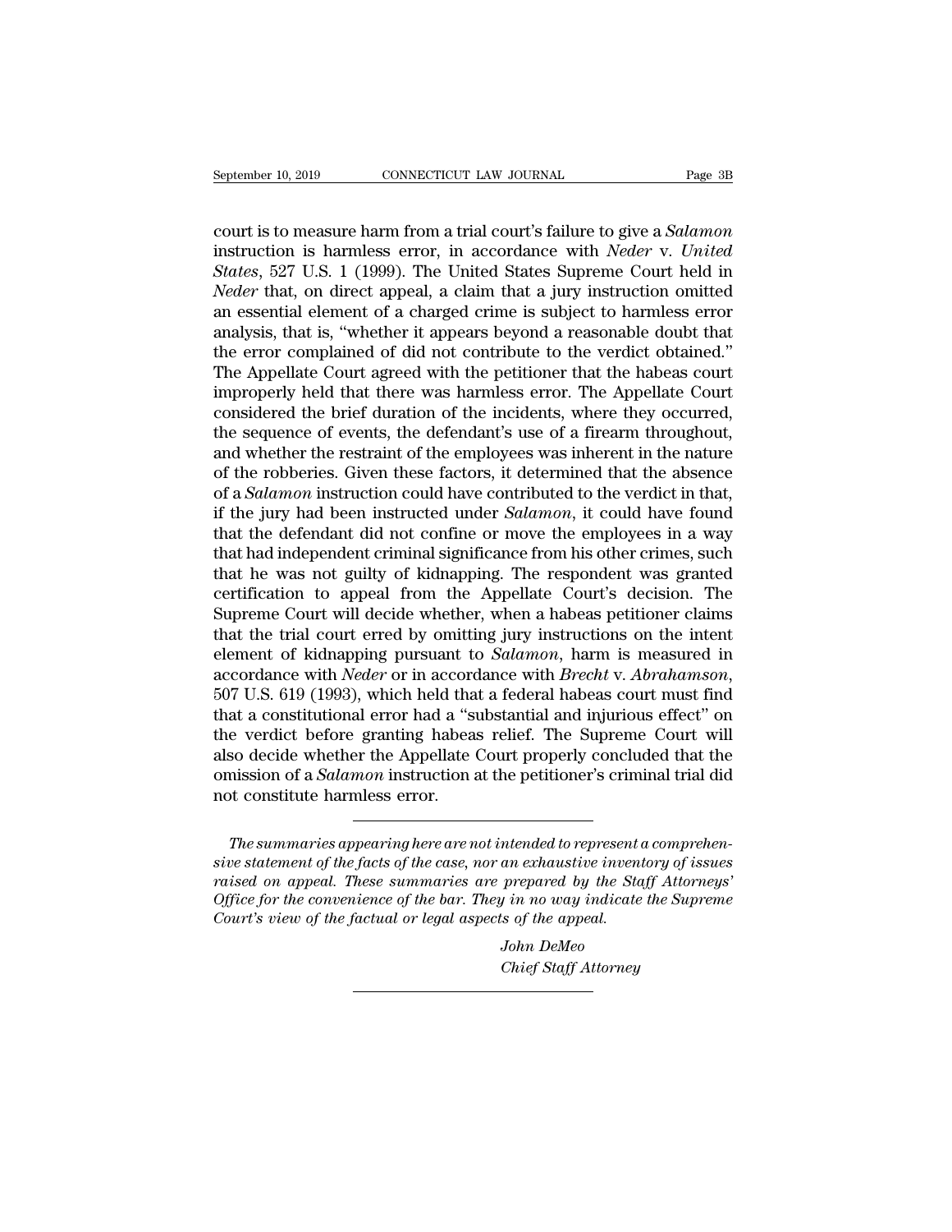court is to measure harm from a trial court's failure to give a *Salamon* instruction is harmless error, in accordance with *Neder* v. *United States*, 527 U.S. 1 (1999). The United States Supreme Court held in *Neder* that, on direct appeal, a claim that a jury instruction omitted an essential element of a charged crime is subject to harmless error analysis, that is, "whether it appears beyond a reasonable doubt that the error complained of did not contribute to the verdict obtained." The Appellate Court agreed with the petitioner that the habeas court improperly held that there was harmless error. The Appellate Court considered the brief duration of the incidents, where they occurred, the sequence of events, the defendant's use of a firearm throughout, and whether the restraint of the employees was inherent in the nature of the robberies. Given these factors, it determined that the absence of a *Salamon* instruction could have contributed to the verdict in that, if the jury had been instructed under *Salamon*, it could have found that the defendant did not confine or move the employees in a way that had independent criminal significance from his other crimes, such that he was not guilty of kidnapping. The respondent was granted certification to appeal from the Appellate Court's decision. The Supreme Court will decide whether, when a habeas petitioner claims that the trial court erred by omitting jury instructions on the intent element of kidnapping pursuant to *Salamon*, harm is measured in accordance with *Neder* or in accordance with *Brecht* v. *Abrahamson*, 507 U.S. 619 (1993), which held that a federal habeas court must find that a constitutional error had a "substantial and injurious effect" on the verdict before granting habeas relief. The Supreme Court will also decide whether the Appellate Court properly concluded that the omission of a *Salamon* instruction at the petitioner's criminal trial did not constitute harmless error.

---

*The summaries appearing here are not intended to represent a comprehensive statement of the facts of the case, nor an exhaustive inventory of issues raised on appeal. These summaries are prepared by the Staff Attorneys' Office for the convenience of the bar. They in no way indicate the Supreme Court's view of the factual or legal aspects of the appeal.*

*John DeMeo*
*Chief Staff Attorney*

---